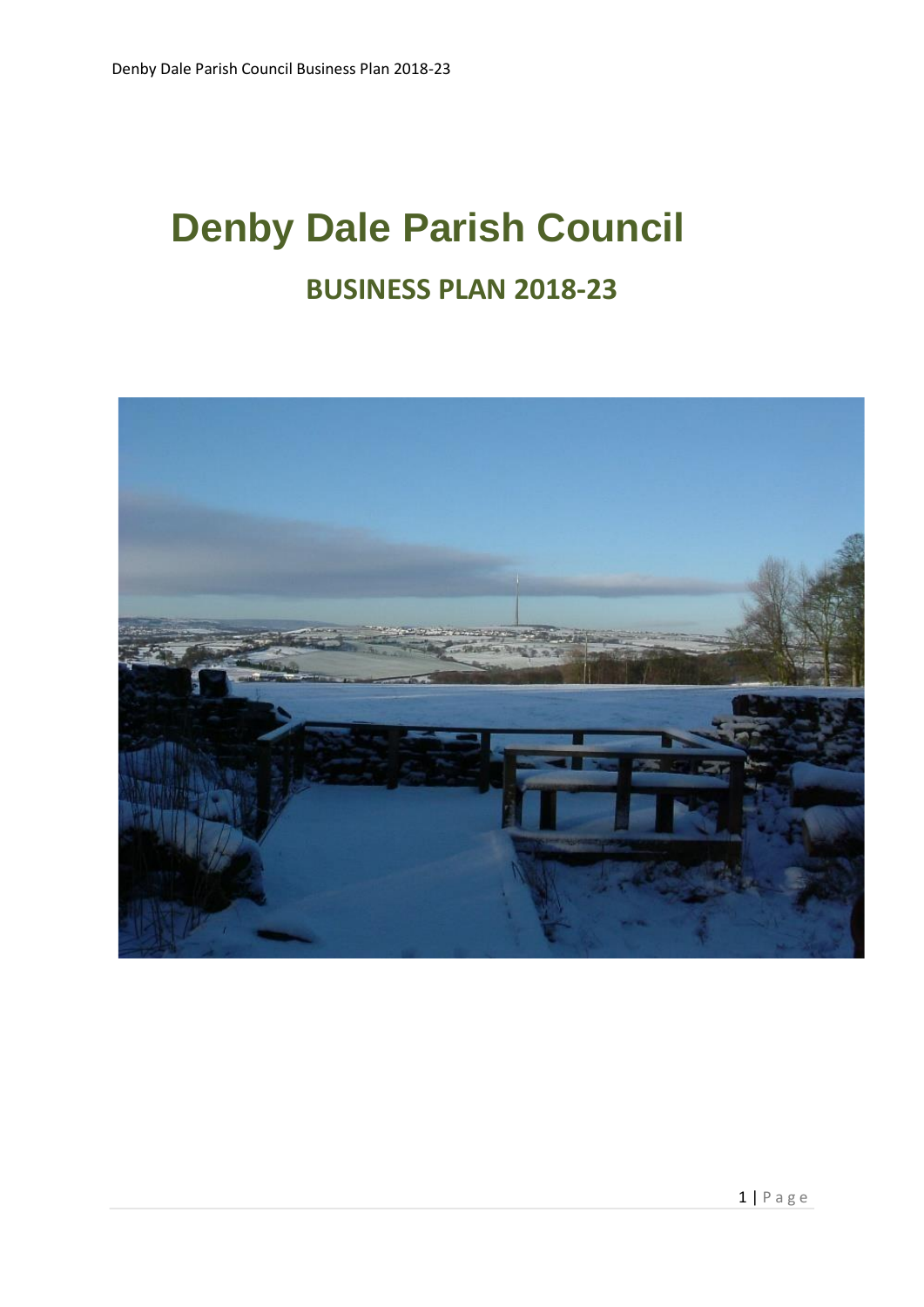# Denby Dale Parish Council

## BUSINESS PLAN 2018-23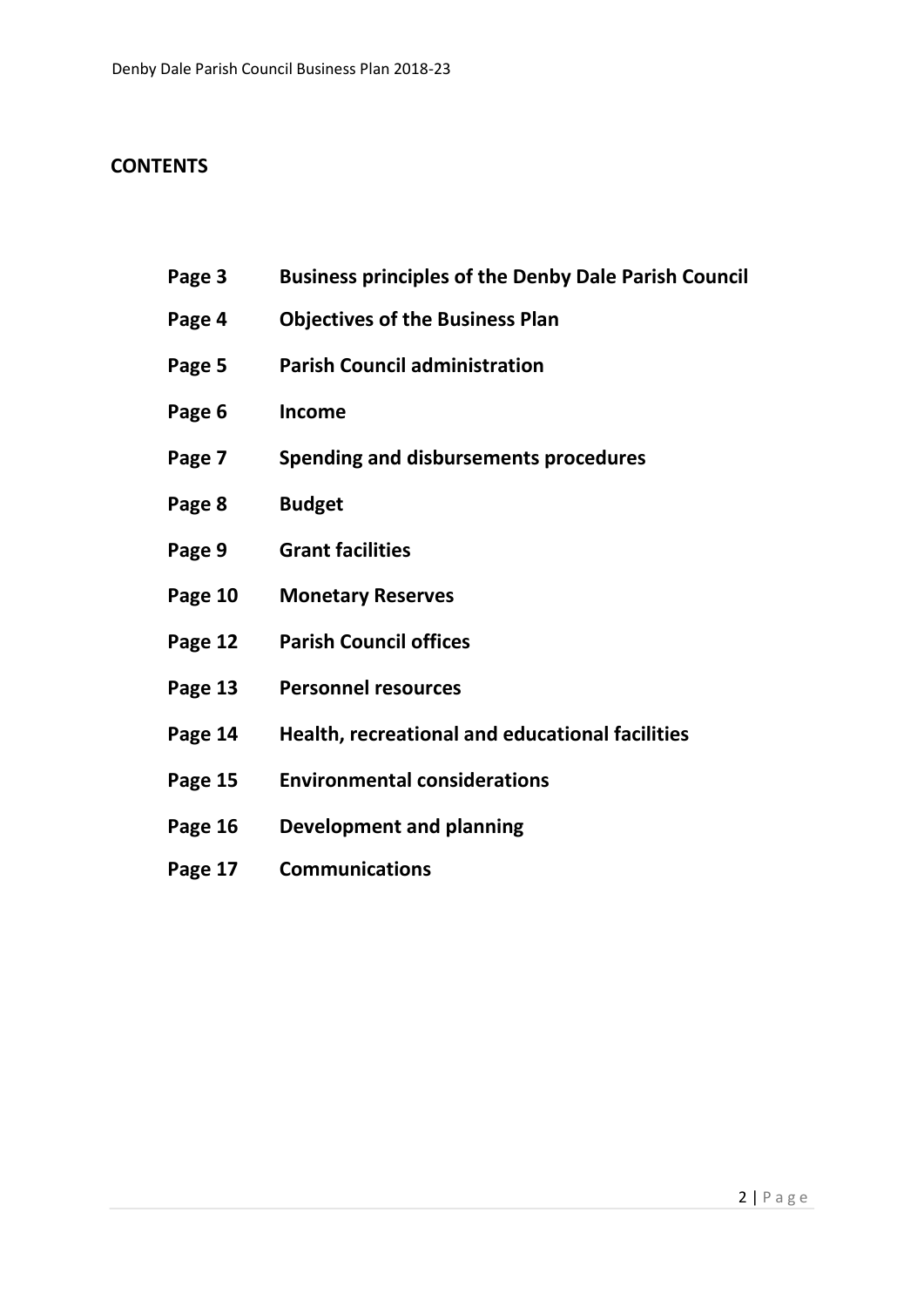# CONTENTS

| | |
|---|---|
| **Page 3** | **Business principles of the Denby Dale Parish Council** |
| **Page 4** | **Objectives of the Business Plan** |
| **Page 5** | **Parish Council administration** |
| **Page 6** | **Income** |
| **Page 7** | **Spending and disbursements procedures** |
| **Page 8** | **Budget** |
| **Page 9** | **Grant facilities** |
| **Page 10** | **Monetary Reserves** |
| **Page 12** | **Parish Council offices** |
| **Page 13** | **Personnel resources** |
| **Page 14** | **Health, recreational and educational facilities** |
| **Page 15** | **Environmental considerations** |
| **Page 16** | **Development and planning** |
| **Page 17** | **Communications** |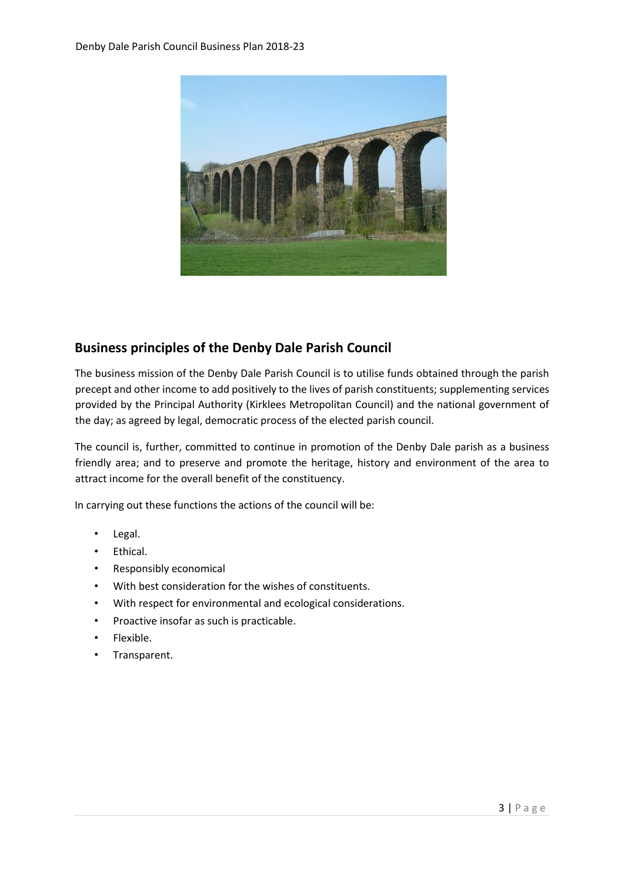## Business principles of the Denby Dale Parish Council

The business mission of the Denby Dale Parish Council is to utilise funds obtained through the parish precept and other income to add positively to the lives of parish constituents; supplementing services provided by the Principal Authority (Kirklees Metropolitan Council) and the national government of the day; as agreed by legal, democratic process of the elected parish council.

The council is, further, committed to continue in promotion of the Denby Dale parish as a business friendly area; and to preserve and promote the heritage, history and environment of the area to attract income for the overall benefit of the constituency.

In carrying out these functions the actions of the council will be:

- Legal.
- Ethical.
- Responsibly economical
- With best consideration for the wishes of constituents.
- With respect for environmental and ecological considerations.
- Proactive insofar as such is practicable.
- Flexible.
- Transparent.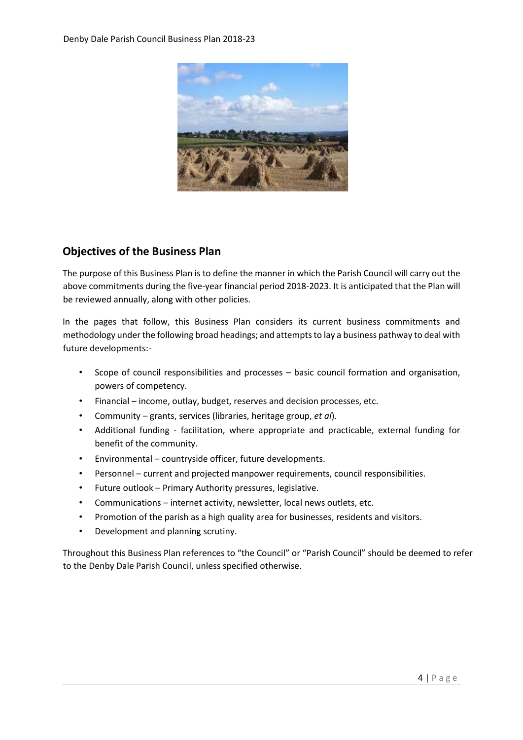## Objectives of the Business Plan

The purpose of this Business Plan is to define the manner in which the Parish Council will carry out the above commitments during the five-year financial period 2018-2023. It is anticipated that the Plan will be reviewed annually, along with other policies.

In the pages that follow, this Business Plan considers its current business commitments and methodology under the following broad headings; and attempts to lay a business pathway to deal with future developments:-

- Scope of council responsibilities and processes – basic council formation and organisation, powers of competency.
- Financial – income, outlay, budget, reserves and decision processes, etc.
- Community – grants, services (libraries, heritage group, *et al*).
- Additional funding - facilitation, where appropriate and practicable, external funding for benefit of the community.
- Environmental – countryside officer, future developments.
- Personnel – current and projected manpower requirements, council responsibilities.
- Future outlook – Primary Authority pressures, legislative.
- Communications – internet activity, newsletter, local news outlets, etc.
- Promotion of the parish as a high quality area for businesses, residents and visitors.
- Development and planning scrutiny.

Throughout this Business Plan references to "the Council" or "Parish Council" should be deemed to refer to the Denby Dale Parish Council, unless specified otherwise.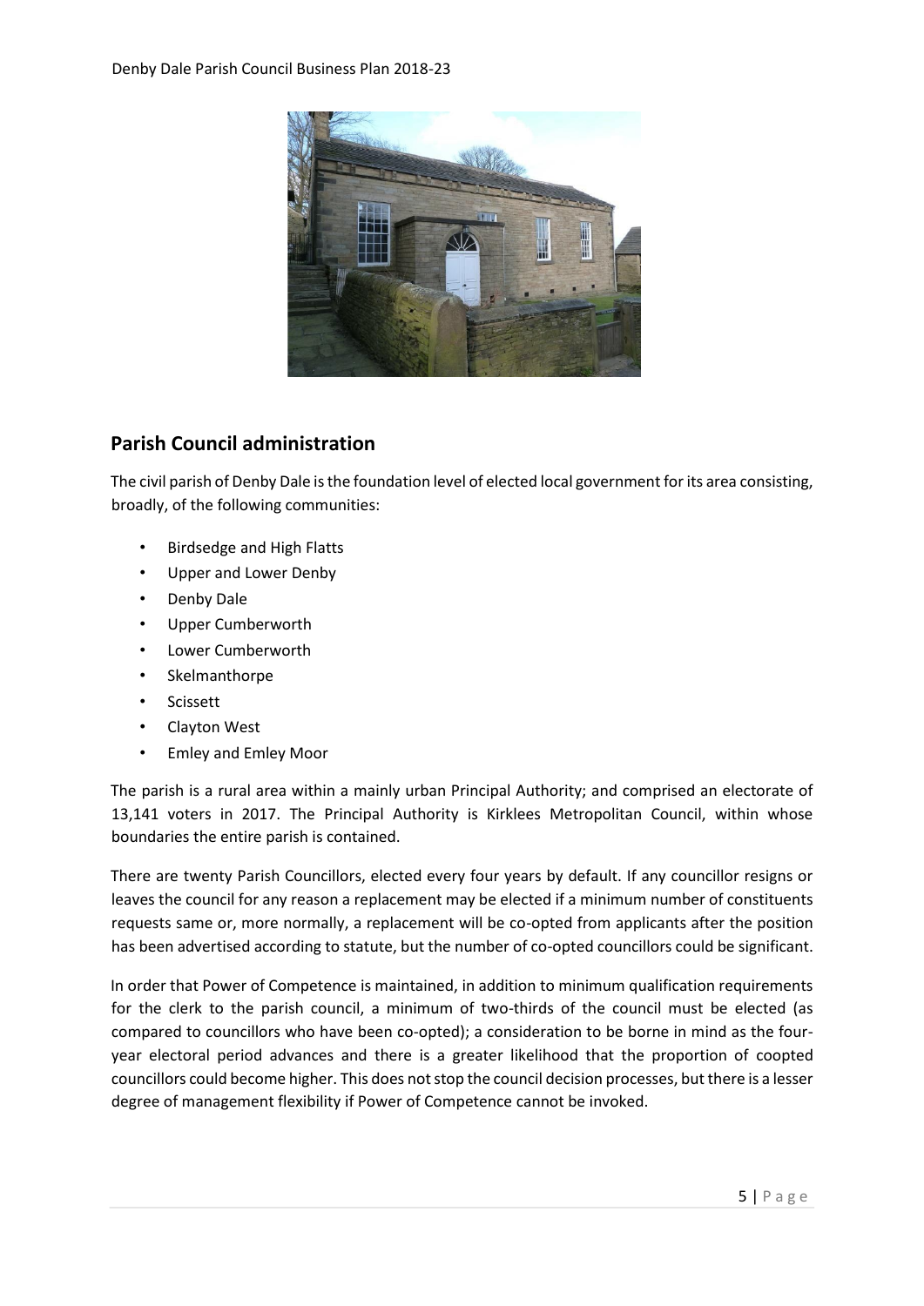## Parish Council administration

The civil parish of Denby Dale is the foundation level of elected local government for its area consisting, broadly, of the following communities:

- Birdsedge and High Flatts
- Upper and Lower Denby
- Denby Dale
- Upper Cumberworth
- Lower Cumberworth
- Skelmanthorpe
- Scissett
- Clayton West
- Emley and Emley Moor

The parish is a rural area within a mainly urban Principal Authority; and comprised an electorate of 13,141 voters in 2017. The Principal Authority is Kirklees Metropolitan Council, within whose boundaries the entire parish is contained.

There are twenty Parish Councillors, elected every four years by default. If any councillor resigns or leaves the council for any reason a replacement may be elected if a minimum number of constituents requests same or, more normally, a replacement will be co-opted from applicants after the position has been advertised according to statute, but the number of co-opted councillors could be significant.

In order that Power of Competence is maintained, in addition to minimum qualification requirements for the clerk to the parish council, a minimum of two-thirds of the council must be elected (as compared to councillors who have been co-opted); a consideration to be borne in mind as the four-year electoral period advances and there is a greater likelihood that the proportion of coopted councillors could become higher. This does not stop the council decision processes, but there is a lesser degree of management flexibility if Power of Competence cannot be invoked.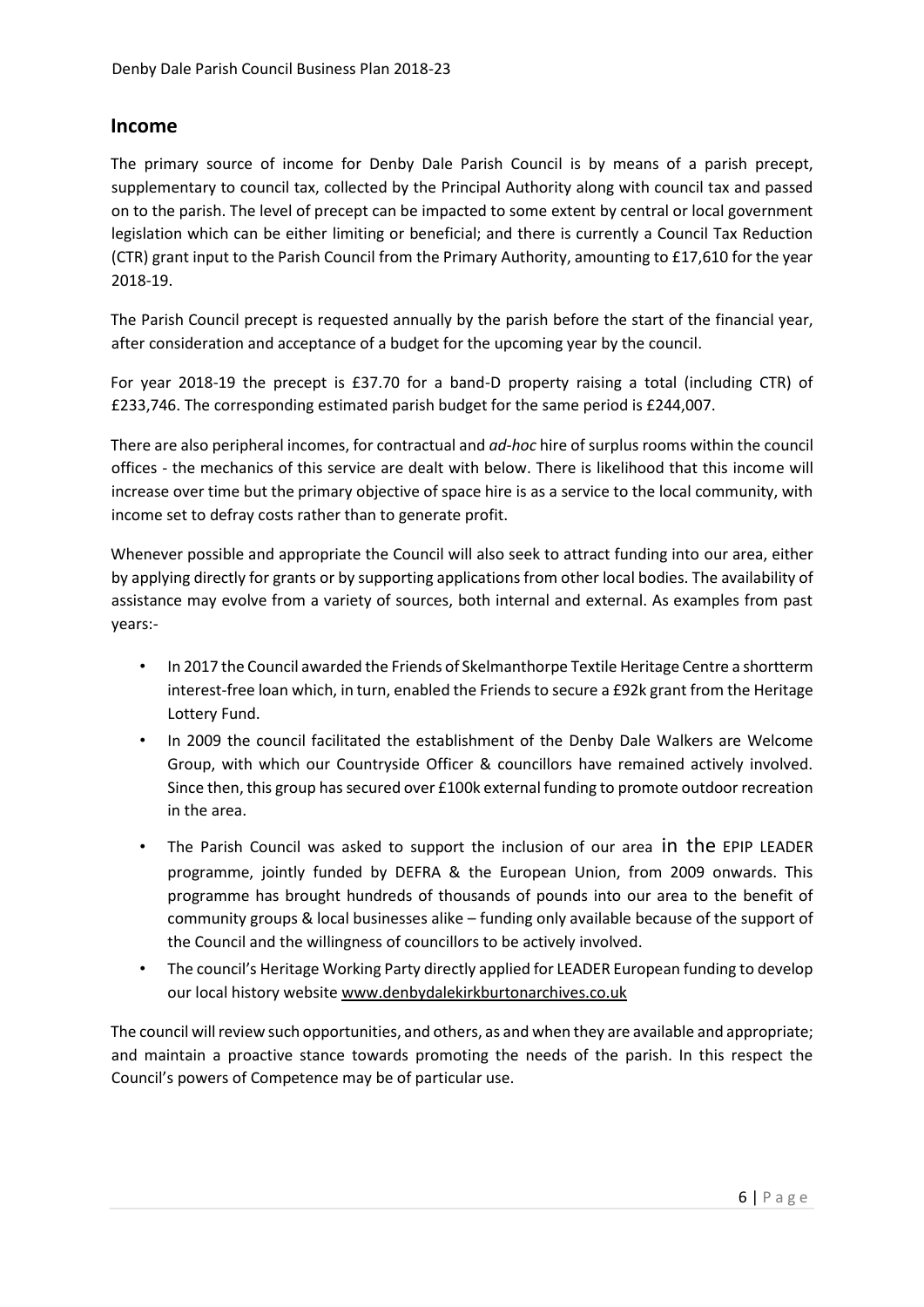## Income

The primary source of income for Denby Dale Parish Council is by means of a parish precept, supplementary to council tax, collected by the Principal Authority along with council tax and passed on to the parish. The level of precept can be impacted to some extent by central or local government legislation which can be either limiting or beneficial; and there is currently a Council Tax Reduction (CTR) grant input to the Parish Council from the Primary Authority, amounting to £17,610 for the year 2018-19.

The Parish Council precept is requested annually by the parish before the start of the financial year, after consideration and acceptance of a budget for the upcoming year by the council.

For year 2018-19 the precept is £37.70 for a band-D property raising a total (including CTR) of £233,746. The corresponding estimated parish budget for the same period is £244,007.

There are also peripheral incomes, for contractual and *ad-hoc* hire of surplus rooms within the council offices - the mechanics of this service are dealt with below. There is likelihood that this income will increase over time but the primary objective of space hire is as a service to the local community, with income set to defray costs rather than to generate profit.

Whenever possible and appropriate the Council will also seek to attract funding into our area, either by applying directly for grants or by supporting applications from other local bodies. The availability of assistance may evolve from a variety of sources, both internal and external. As examples from past years:-

- In 2017 the Council awarded the Friends of Skelmanthorpe Textile Heritage Centre a shortterm interest-free loan which, in turn, enabled the Friends to secure a £92k grant from the Heritage Lottery Fund.
- In 2009 the council facilitated the establishment of the Denby Dale Walkers are Welcome Group, with which our Countryside Officer & councillors have remained actively involved. Since then, this group has secured over £100k external funding to promote outdoor recreation in the area.
- The Parish Council was asked to support the inclusion of our area in the EPIP LEADER programme, jointly funded by DEFRA & the European Union, from 2009 onwards. This programme has brought hundreds of thousands of pounds into our area to the benefit of community groups & local businesses alike – funding only available because of the support of the Council and the willingness of councillors to be actively involved.
- The council's Heritage Working Party directly applied for LEADER European funding to develop our local history website www.denbydalekirkburtonarchives.co.uk

The council will review such opportunities, and others, as and when they are available and appropriate; and maintain a proactive stance towards promoting the needs of the parish. In this respect the Council's powers of Competence may be of particular use.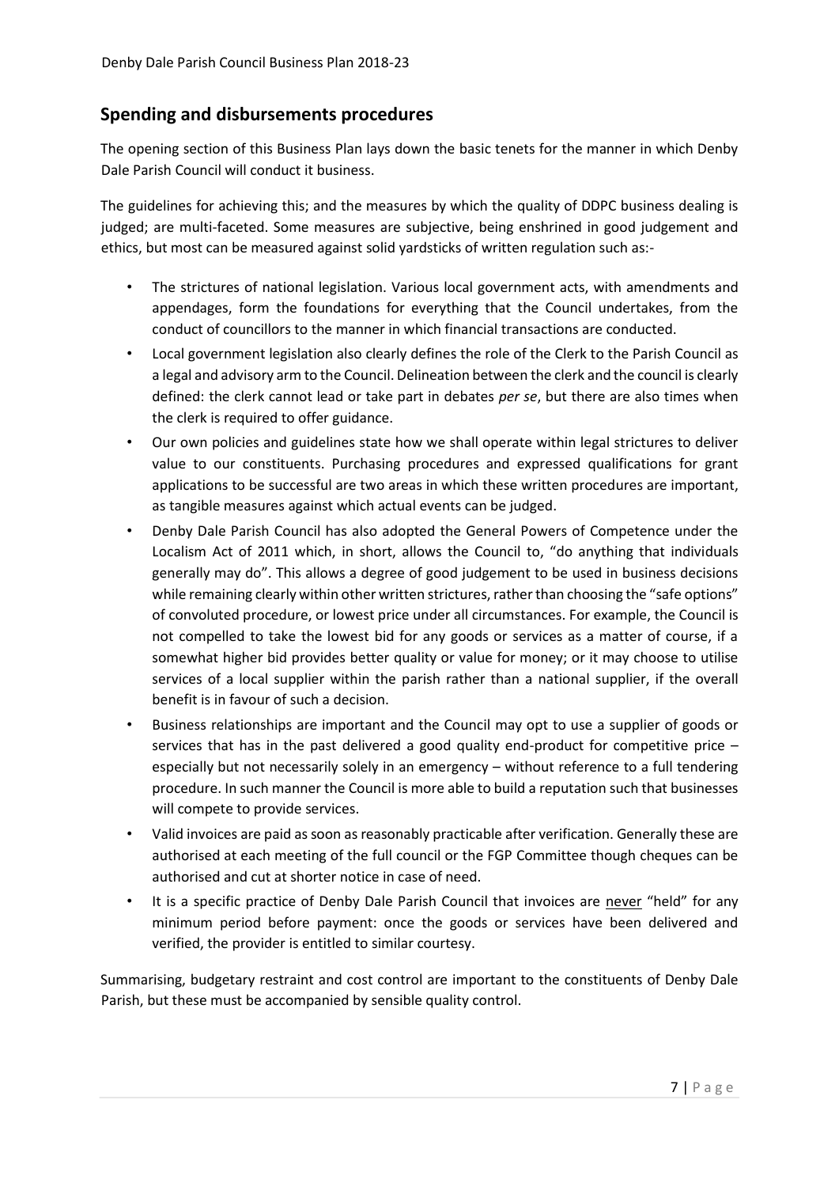## Spending and disbursements procedures

The opening section of this Business Plan lays down the basic tenets for the manner in which Denby Dale Parish Council will conduct it business.

The guidelines for achieving this; and the measures by which the quality of DDPC business dealing is judged; are multi-faceted. Some measures are subjective, being enshrined in good judgement and ethics, but most can be measured against solid yardsticks of written regulation such as:-

- The strictures of national legislation. Various local government acts, with amendments and appendages, form the foundations for everything that the Council undertakes, from the conduct of councillors to the manner in which financial transactions are conducted.
- Local government legislation also clearly defines the role of the Clerk to the Parish Council as a legal and advisory arm to the Council. Delineation between the clerk and the council is clearly defined: the clerk cannot lead or take part in debates *per se*, but there are also times when the clerk is required to offer guidance.
- Our own policies and guidelines state how we shall operate within legal strictures to deliver value to our constituents. Purchasing procedures and expressed qualifications for grant applications to be successful are two areas in which these written procedures are important, as tangible measures against which actual events can be judged.
- Denby Dale Parish Council has also adopted the General Powers of Competence under the Localism Act of 2011 which, in short, allows the Council to, "do anything that individuals generally may do". This allows a degree of good judgement to be used in business decisions while remaining clearly within other written strictures, rather than choosing the "safe options" of convoluted procedure, or lowest price under all circumstances. For example, the Council is not compelled to take the lowest bid for any goods or services as a matter of course, if a somewhat higher bid provides better quality or value for money; or it may choose to utilise services of a local supplier within the parish rather than a national supplier, if the overall benefit is in favour of such a decision.
- Business relationships are important and the Council may opt to use a supplier of goods or services that has in the past delivered a good quality end-product for competitive price – especially but not necessarily solely in an emergency – without reference to a full tendering procedure. In such manner the Council is more able to build a reputation such that businesses will compete to provide services.
- Valid invoices are paid as soon as reasonably practicable after verification. Generally these are authorised at each meeting of the full council or the FGP Committee though cheques can be authorised and cut at shorter notice in case of need.
- It is a specific practice of Denby Dale Parish Council that invoices are never "held" for any minimum period before payment: once the goods or services have been delivered and verified, the provider is entitled to similar courtesy.

Summarising, budgetary restraint and cost control are important to the constituents of Denby Dale Parish, but these must be accompanied by sensible quality control.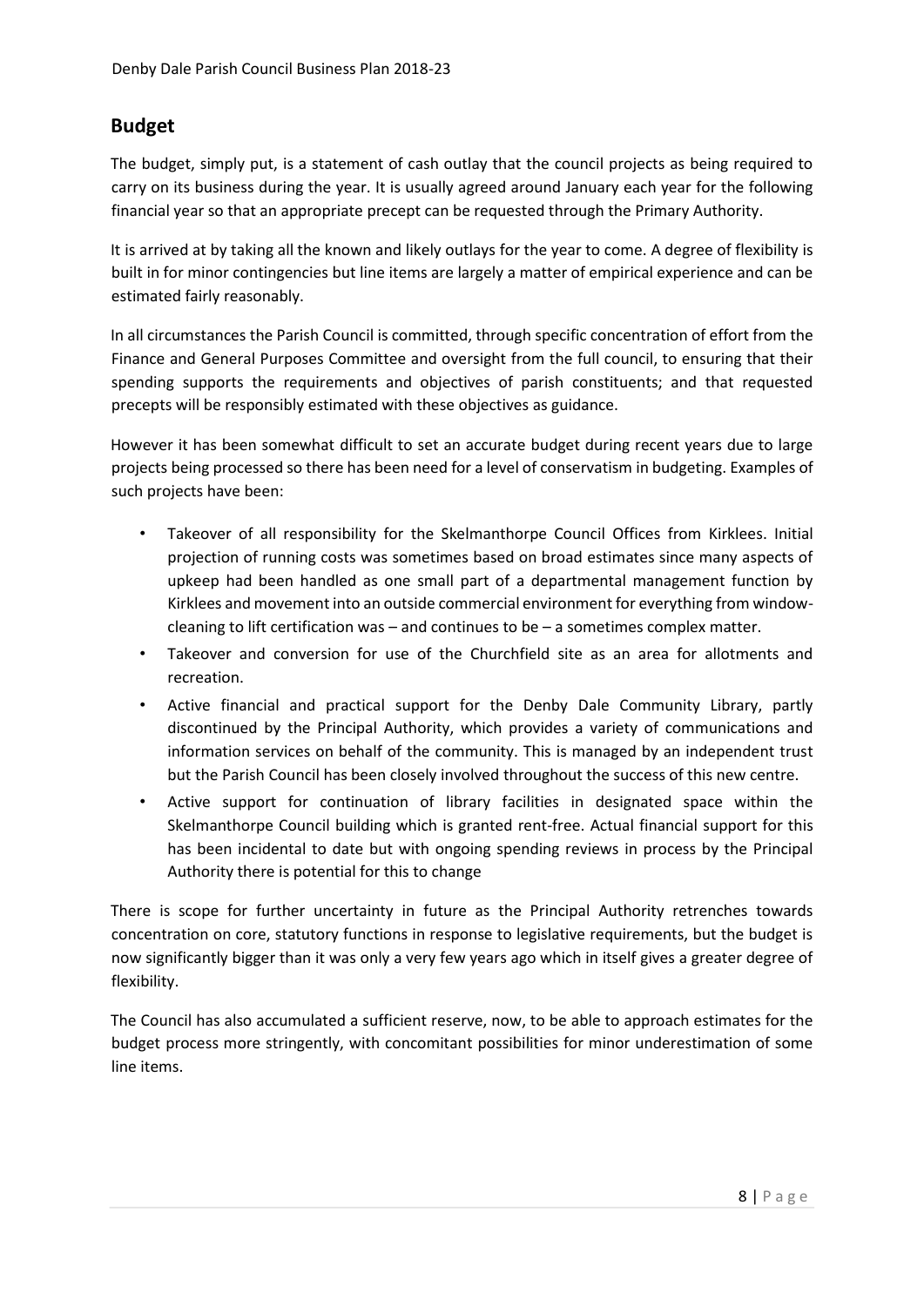## Budget

The budget, simply put, is a statement of cash outlay that the council projects as being required to carry on its business during the year. It is usually agreed around January each year for the following financial year so that an appropriate precept can be requested through the Primary Authority.

It is arrived at by taking all the known and likely outlays for the year to come. A degree of flexibility is built in for minor contingencies but line items are largely a matter of empirical experience and can be estimated fairly reasonably.

In all circumstances the Parish Council is committed, through specific concentration of effort from the Finance and General Purposes Committee and oversight from the full council, to ensuring that their spending supports the requirements and objectives of parish constituents; and that requested precepts will be responsibly estimated with these objectives as guidance.

However it has been somewhat difficult to set an accurate budget during recent years due to large projects being processed so there has been need for a level of conservatism in budgeting. Examples of such projects have been:

- Takeover of all responsibility for the Skelmanthorpe Council Offices from Kirklees. Initial projection of running costs was sometimes based on broad estimates since many aspects of upkeep had been handled as one small part of a departmental management function by Kirklees and movement into an outside commercial environment for everything from window-cleaning to lift certification was – and continues to be – a sometimes complex matter.
- Takeover and conversion for use of the Churchfield site as an area for allotments and recreation.
- Active financial and practical support for the Denby Dale Community Library, partly discontinued by the Principal Authority, which provides a variety of communications and information services on behalf of the community. This is managed by an independent trust but the Parish Council has been closely involved throughout the success of this new centre.
- Active support for continuation of library facilities in designated space within the Skelmanthorpe Council building which is granted rent-free. Actual financial support for this has been incidental to date but with ongoing spending reviews in process by the Principal Authority there is potential for this to change

There is scope for further uncertainty in future as the Principal Authority retrenches towards concentration on core, statutory functions in response to legislative requirements, but the budget is now significantly bigger than it was only a very few years ago which in itself gives a greater degree of flexibility.

The Council has also accumulated a sufficient reserve, now, to be able to approach estimates for the budget process more stringently, with concomitant possibilities for minor underestimation of some line items.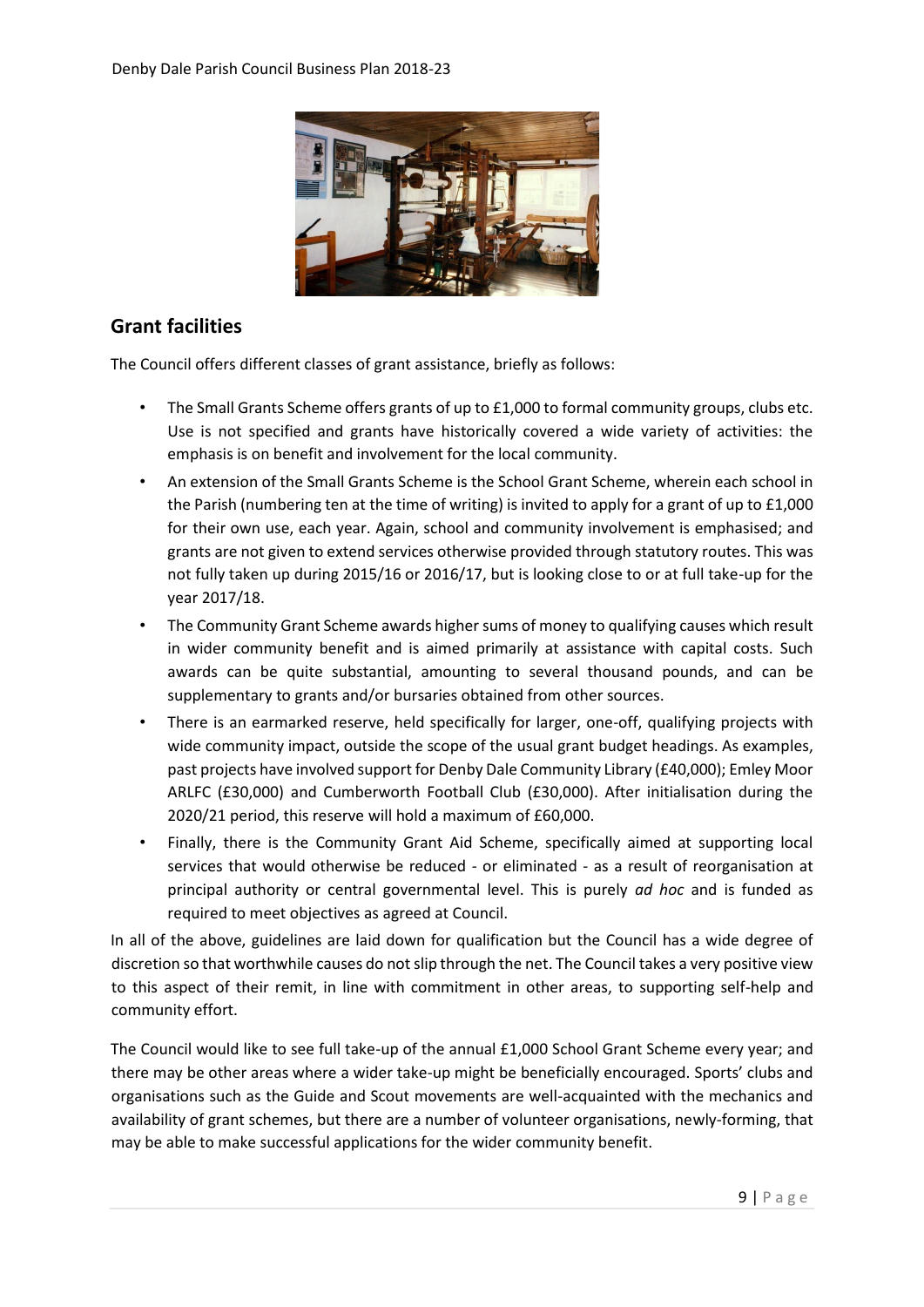## Grant facilities

The Council offers different classes of grant assistance, briefly as follows:

- The Small Grants Scheme offers grants of up to £1,000 to formal community groups, clubs etc. Use is not specified and grants have historically covered a wide variety of activities: the emphasis is on benefit and involvement for the local community.
- An extension of the Small Grants Scheme is the School Grant Scheme, wherein each school in the Parish (numbering ten at the time of writing) is invited to apply for a grant of up to £1,000 for their own use, each year. Again, school and community involvement is emphasised; and grants are not given to extend services otherwise provided through statutory routes. This was not fully taken up during 2015/16 or 2016/17, but is looking close to or at full take-up for the year 2017/18.
- The Community Grant Scheme awards higher sums of money to qualifying causes which result in wider community benefit and is aimed primarily at assistance with capital costs. Such awards can be quite substantial, amounting to several thousand pounds, and can be supplementary to grants and/or bursaries obtained from other sources.
- There is an earmarked reserve, held specifically for larger, one-off, qualifying projects with wide community impact, outside the scope of the usual grant budget headings. As examples, past projects have involved support for Denby Dale Community Library (£40,000); Emley Moor ARLFC (£30,000) and Cumberworth Football Club (£30,000). After initialisation during the 2020/21 period, this reserve will hold a maximum of £60,000.
- Finally, there is the Community Grant Aid Scheme, specifically aimed at supporting local services that would otherwise be reduced - or eliminated - as a result of reorganisation at principal authority or central governmental level. This is purely *ad hoc* and is funded as required to meet objectives as agreed at Council.

In all of the above, guidelines are laid down for qualification but the Council has a wide degree of discretion so that worthwhile causes do not slip through the net. The Council takes a very positive view to this aspect of their remit, in line with commitment in other areas, to supporting self-help and community effort.

The Council would like to see full take-up of the annual £1,000 School Grant Scheme every year; and there may be other areas where a wider take-up might be beneficially encouraged. Sports' clubs and organisations such as the Guide and Scout movements are well-acquainted with the mechanics and availability of grant schemes, but there are a number of volunteer organisations, newly-forming, that may be able to make successful applications for the wider community benefit.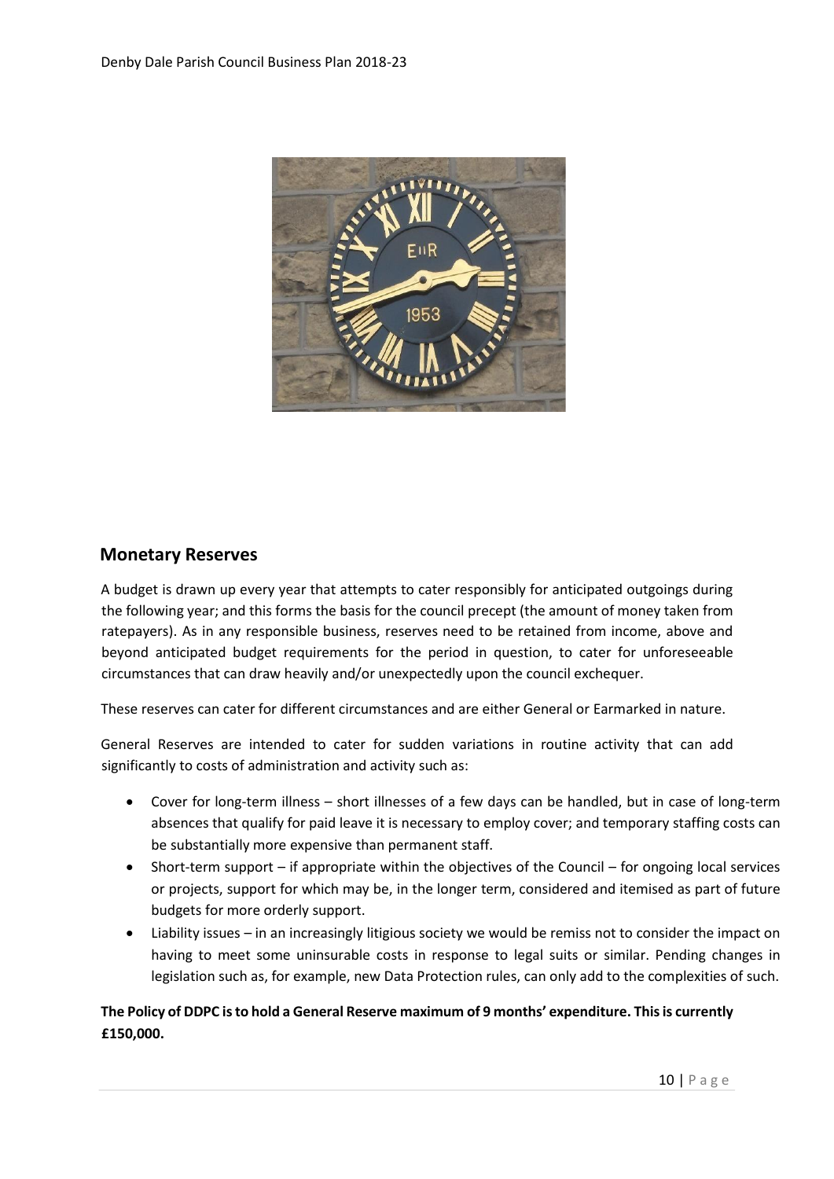## Monetary Reserves

A budget is drawn up every year that attempts to cater responsibly for anticipated outgoings during the following year; and this forms the basis for the council precept (the amount of money taken from ratepayers). As in any responsible business, reserves need to be retained from income, above and beyond anticipated budget requirements for the period in question, to cater for unforeseeable circumstances that can draw heavily and/or unexpectedly upon the council exchequer.

These reserves can cater for different circumstances and are either General or Earmarked in nature.

General Reserves are intended to cater for sudden variations in routine activity that can add significantly to costs of administration and activity such as:

- Cover for long-term illness – short illnesses of a few days can be handled, but in case of long-term absences that qualify for paid leave it is necessary to employ cover; and temporary staffing costs can be substantially more expensive than permanent staff.
- Short-term support – if appropriate within the objectives of the Council – for ongoing local services or projects, support for which may be, in the longer term, considered and itemised as part of future budgets for more orderly support.
- Liability issues – in an increasingly litigious society we would be remiss not to consider the impact on having to meet some uninsurable costs in response to legal suits or similar. Pending changes in legislation such as, for example, new Data Protection rules, can only add to the complexities of such.

**The Policy of DDPC is to hold a General Reserve maximum of 9 months' expenditure. This is currently £150,000.**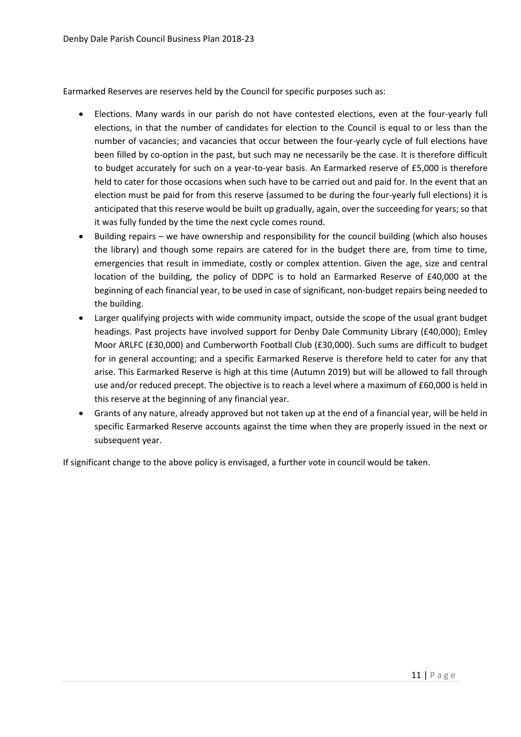Earmarked Reserves are reserves held by the Council for specific purposes such as:

- Elections. Many wards in our parish do not have contested elections, even at the four-yearly full elections, in that the number of candidates for election to the Council is equal to or less than the number of vacancies; and vacancies that occur between the four-yearly cycle of full elections have been filled by co-option in the past, but such may ne necessarily be the case. It is therefore difficult to budget accurately for such on a year-to-year basis. An Earmarked reserve of £5,000 is therefore held to cater for those occasions when such have to be carried out and paid for. In the event that an election must be paid for from this reserve (assumed to be during the four-yearly full elections) it is anticipated that this reserve would be built up gradually, again, over the succeeding for years; so that it was fully funded by the time the next cycle comes round.
- Building repairs – we have ownership and responsibility for the council building (which also houses the library) and though some repairs are catered for in the budget there are, from time to time, emergencies that result in immediate, costly or complex attention. Given the age, size and central location of the building, the policy of DDPC is to hold an Earmarked Reserve of £40,000 at the beginning of each financial year, to be used in case of significant, non-budget repairs being needed to the building.
- Larger qualifying projects with wide community impact, outside the scope of the usual grant budget headings. Past projects have involved support for Denby Dale Community Library (£40,000); Emley Moor ARLFC (£30,000) and Cumberworth Football Club (£30,000). Such sums are difficult to budget for in general accounting; and a specific Earmarked Reserve is therefore held to cater for any that arise. This Earmarked Reserve is high at this time (Autumn 2019) but will be allowed to fall through use and/or reduced precept. The objective is to reach a level where a maximum of £60,000 is held in this reserve at the beginning of any financial year.
- Grants of any nature, already approved but not taken up at the end of a financial year, will be held in specific Earmarked Reserve accounts against the time when they are properly issued in the next or subsequent year.

If significant change to the above policy is envisaged, a further vote in council would be taken.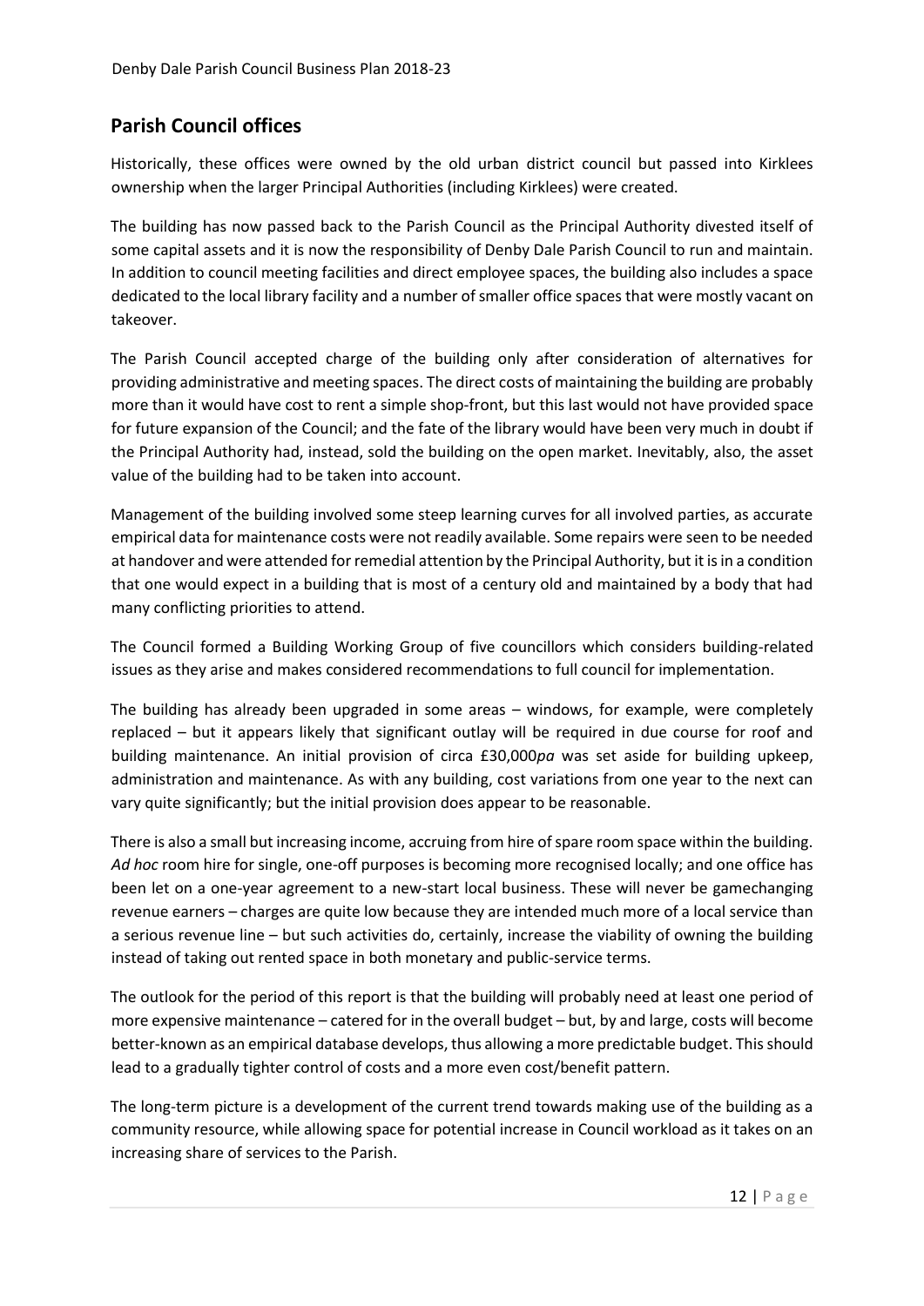## Parish Council offices

Historically, these offices were owned by the old urban district council but passed into Kirklees ownership when the larger Principal Authorities (including Kirklees) were created.

The building has now passed back to the Parish Council as the Principal Authority divested itself of some capital assets and it is now the responsibility of Denby Dale Parish Council to run and maintain. In addition to council meeting facilities and direct employee spaces, the building also includes a space dedicated to the local library facility and a number of smaller office spaces that were mostly vacant on takeover.

The Parish Council accepted charge of the building only after consideration of alternatives for providing administrative and meeting spaces. The direct costs of maintaining the building are probably more than it would have cost to rent a simple shop-front, but this last would not have provided space for future expansion of the Council; and the fate of the library would have been very much in doubt if the Principal Authority had, instead, sold the building on the open market. Inevitably, also, the asset value of the building had to be taken into account.

Management of the building involved some steep learning curves for all involved parties, as accurate empirical data for maintenance costs were not readily available. Some repairs were seen to be needed at handover and were attended for remedial attention by the Principal Authority, but it is in a condition that one would expect in a building that is most of a century old and maintained by a body that had many conflicting priorities to attend.

The Council formed a Building Working Group of five councillors which considers building-related issues as they arise and makes considered recommendations to full council for implementation.

The building has already been upgraded in some areas – windows, for example, were completely replaced – but it appears likely that significant outlay will be required in due course for roof and building maintenance. An initial provision of circa £30,000*pa* was set aside for building upkeep, administration and maintenance. As with any building, cost variations from one year to the next can vary quite significantly; but the initial provision does appear to be reasonable.

There is also a small but increasing income, accruing from hire of spare room space within the building. *Ad hoc* room hire for single, one-off purposes is becoming more recognised locally; and one office has been let on a one-year agreement to a new-start local business. These will never be gamechanging revenue earners – charges are quite low because they are intended much more of a local service than a serious revenue line – but such activities do, certainly, increase the viability of owning the building instead of taking out rented space in both monetary and public-service terms.

The outlook for the period of this report is that the building will probably need at least one period of more expensive maintenance – catered for in the overall budget – but, by and large, costs will become better-known as an empirical database develops, thus allowing a more predictable budget. This should lead to a gradually tighter control of costs and a more even cost/benefit pattern.

The long-term picture is a development of the current trend towards making use of the building as a community resource, while allowing space for potential increase in Council workload as it takes on an increasing share of services to the Parish.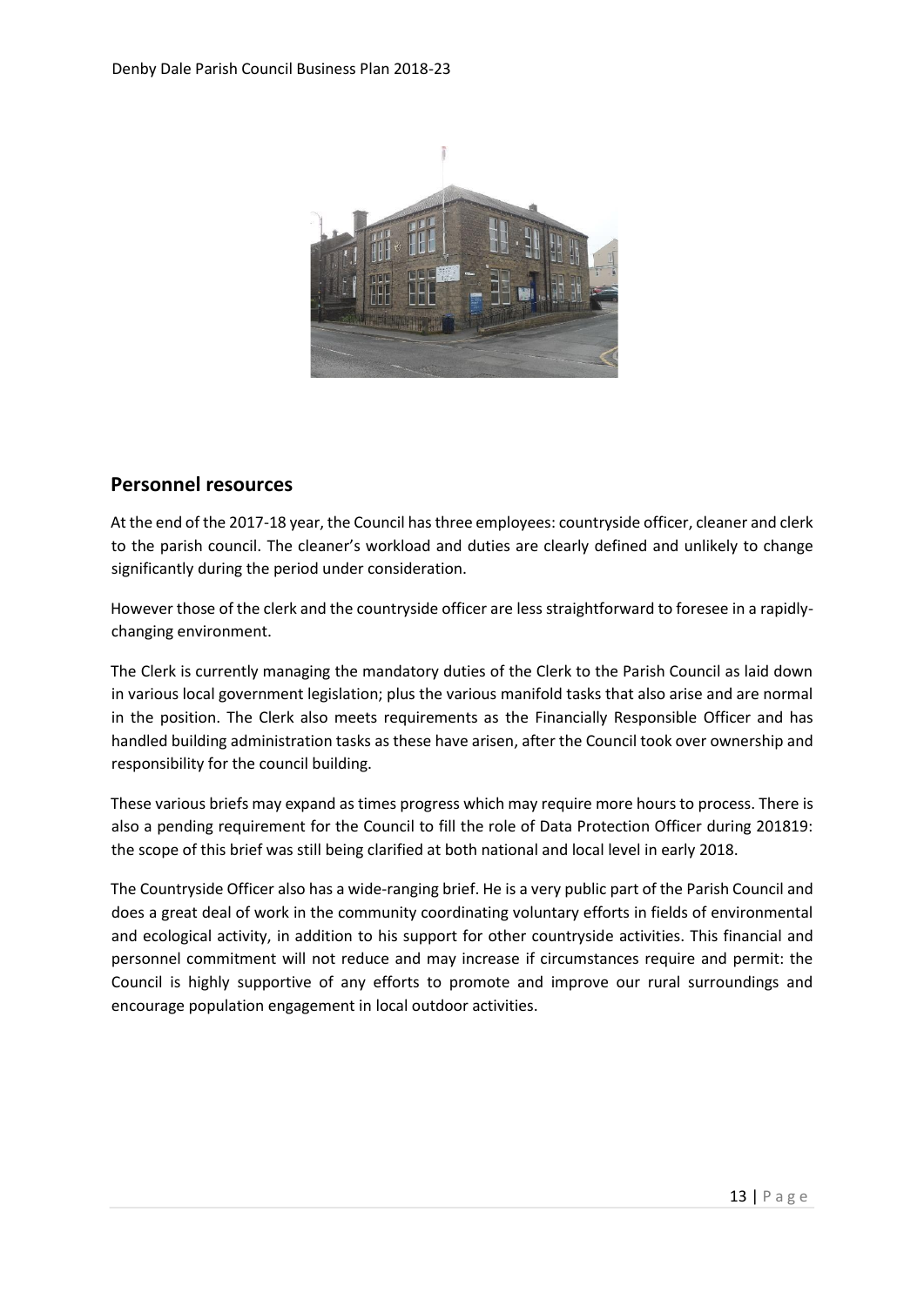## Personnel resources

At the end of the 2017-18 year, the Council has three employees: countryside officer, cleaner and clerk to the parish council. The cleaner's workload and duties are clearly defined and unlikely to change significantly during the period under consideration.

However those of the clerk and the countryside officer are less straightforward to foresee in a rapidly-changing environment.

The Clerk is currently managing the mandatory duties of the Clerk to the Parish Council as laid down in various local government legislation; plus the various manifold tasks that also arise and are normal in the position. The Clerk also meets requirements as the Financially Responsible Officer and has handled building administration tasks as these have arisen, after the Council took over ownership and responsibility for the council building.

These various briefs may expand as times progress which may require more hours to process. There is also a pending requirement for the Council to fill the role of Data Protection Officer during 201819: the scope of this brief was still being clarified at both national and local level in early 2018.

The Countryside Officer also has a wide-ranging brief. He is a very public part of the Parish Council and does a great deal of work in the community coordinating voluntary efforts in fields of environmental and ecological activity, in addition to his support for other countryside activities. This financial and personnel commitment will not reduce and may increase if circumstances require and permit: the Council is highly supportive of any efforts to promote and improve our rural surroundings and encourage population engagement in local outdoor activities.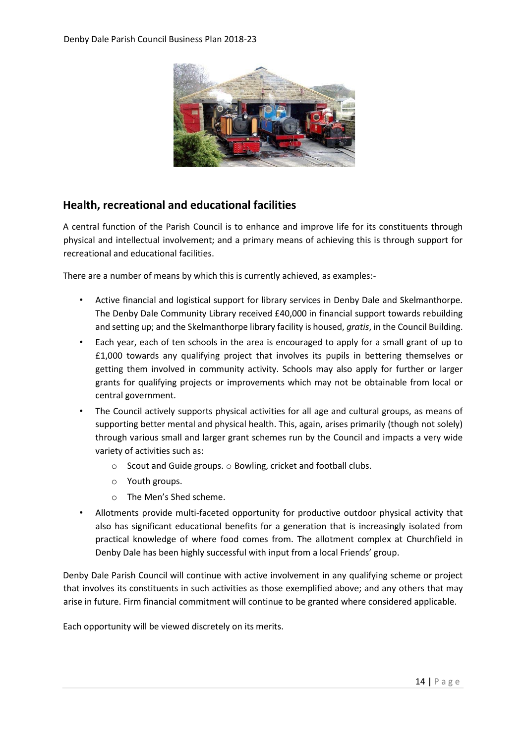## Health, recreational and educational facilities

A central function of the Parish Council is to enhance and improve life for its constituents through physical and intellectual involvement; and a primary means of achieving this is through support for recreational and educational facilities.

There are a number of means by which this is currently achieved, as examples:-

- Active financial and logistical support for library services in Denby Dale and Skelmanthorpe. The Denby Dale Community Library received £40,000 in financial support towards rebuilding and setting up; and the Skelmanthorpe library facility is housed, *gratis*, in the Council Building.
- Each year, each of ten schools in the area is encouraged to apply for a small grant of up to £1,000 towards any qualifying project that involves its pupils in bettering themselves or getting them involved in community activity. Schools may also apply for further or larger grants for qualifying projects or improvements which may not be obtainable from local or central government.
- The Council actively supports physical activities for all age and cultural groups, as means of supporting better mental and physical health. This, again, arises primarily (though not solely) through various small and larger grant schemes run by the Council and impacts a very wide variety of activities such as:
  - Scout and Guide groups.
  - Bowling, cricket and football clubs.
  - Youth groups.
  - The Men's Shed scheme.
- Allotments provide multi-faceted opportunity for productive outdoor physical activity that also has significant educational benefits for a generation that is increasingly isolated from practical knowledge of where food comes from. The allotment complex at Churchfield in Denby Dale has been highly successful with input from a local Friends' group.

Denby Dale Parish Council will continue with active involvement in any qualifying scheme or project that involves its constituents in such activities as those exemplified above; and any others that may arise in future. Firm financial commitment will continue to be granted where considered applicable.

Each opportunity will be viewed discretely on its merits.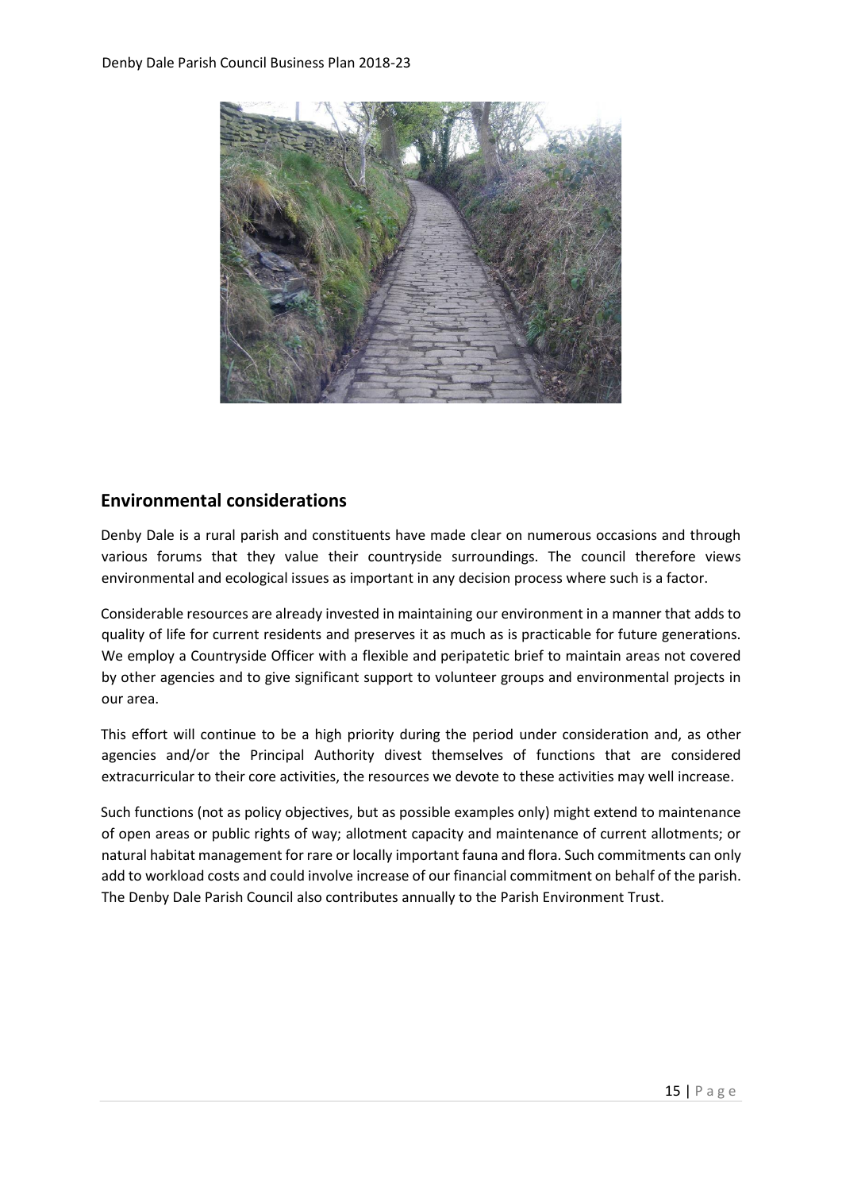## Environmental considerations

Denby Dale is a rural parish and constituents have made clear on numerous occasions and through various forums that they value their countryside surroundings. The council therefore views environmental and ecological issues as important in any decision process where such is a factor.

Considerable resources are already invested in maintaining our environment in a manner that adds to quality of life for current residents and preserves it as much as is practicable for future generations. We employ a Countryside Officer with a flexible and peripatetic brief to maintain areas not covered by other agencies and to give significant support to volunteer groups and environmental projects in our area.

This effort will continue to be a high priority during the period under consideration and, as other agencies and/or the Principal Authority divest themselves of functions that are considered extracurricular to their core activities, the resources we devote to these activities may well increase.

Such functions (not as policy objectives, but as possible examples only) might extend to maintenance of open areas or public rights of way; allotment capacity and maintenance of current allotments; or natural habitat management for rare or locally important fauna and flora. Such commitments can only add to workload costs and could involve increase of our financial commitment on behalf of the parish. The Denby Dale Parish Council also contributes annually to the Parish Environment Trust.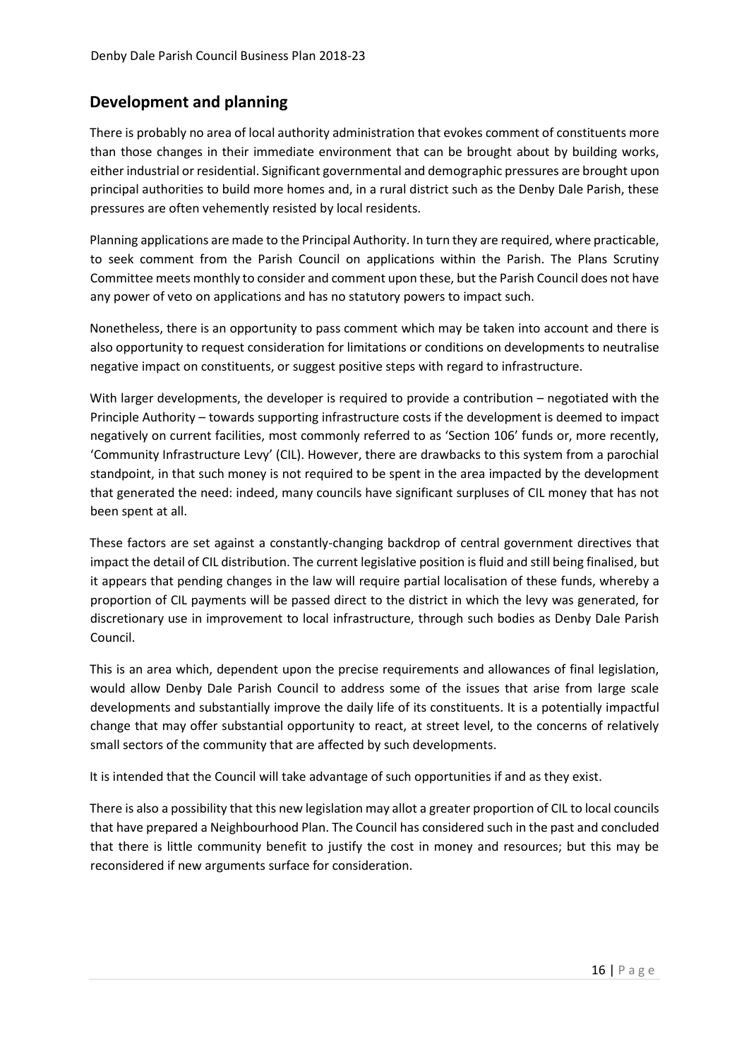## Development and planning

There is probably no area of local authority administration that evokes comment of constituents more than those changes in their immediate environment that can be brought about by building works, either industrial or residential. Significant governmental and demographic pressures are brought upon principal authorities to build more homes and, in a rural district such as the Denby Dale Parish, these pressures are often vehemently resisted by local residents.

Planning applications are made to the Principal Authority. In turn they are required, where practicable, to seek comment from the Parish Council on applications within the Parish. The Plans Scrutiny Committee meets monthly to consider and comment upon these, but the Parish Council does not have any power of veto on applications and has no statutory powers to impact such.

Nonetheless, there is an opportunity to pass comment which may be taken into account and there is also opportunity to request consideration for limitations or conditions on developments to neutralise negative impact on constituents, or suggest positive steps with regard to infrastructure.

With larger developments, the developer is required to provide a contribution – negotiated with the Principle Authority – towards supporting infrastructure costs if the development is deemed to impact negatively on current facilities, most commonly referred to as 'Section 106' funds or, more recently, 'Community Infrastructure Levy' (CIL). However, there are drawbacks to this system from a parochial standpoint, in that such money is not required to be spent in the area impacted by the development that generated the need: indeed, many councils have significant surpluses of CIL money that has not been spent at all.

These factors are set against a constantly-changing backdrop of central government directives that impact the detail of CIL distribution. The current legislative position is fluid and still being finalised, but it appears that pending changes in the law will require partial localisation of these funds, whereby a proportion of CIL payments will be passed direct to the district in which the levy was generated, for discretionary use in improvement to local infrastructure, through such bodies as Denby Dale Parish Council.

This is an area which, dependent upon the precise requirements and allowances of final legislation, would allow Denby Dale Parish Council to address some of the issues that arise from large scale developments and substantially improve the daily life of its constituents. It is a potentially impactful change that may offer substantial opportunity to react, at street level, to the concerns of relatively small sectors of the community that are affected by such developments.

It is intended that the Council will take advantage of such opportunities if and as they exist.

There is also a possibility that this new legislation may allot a greater proportion of CIL to local councils that have prepared a Neighbourhood Plan. The Council has considered such in the past and concluded that there is little community benefit to justify the cost in money and resources; but this may be reconsidered if new arguments surface for consideration.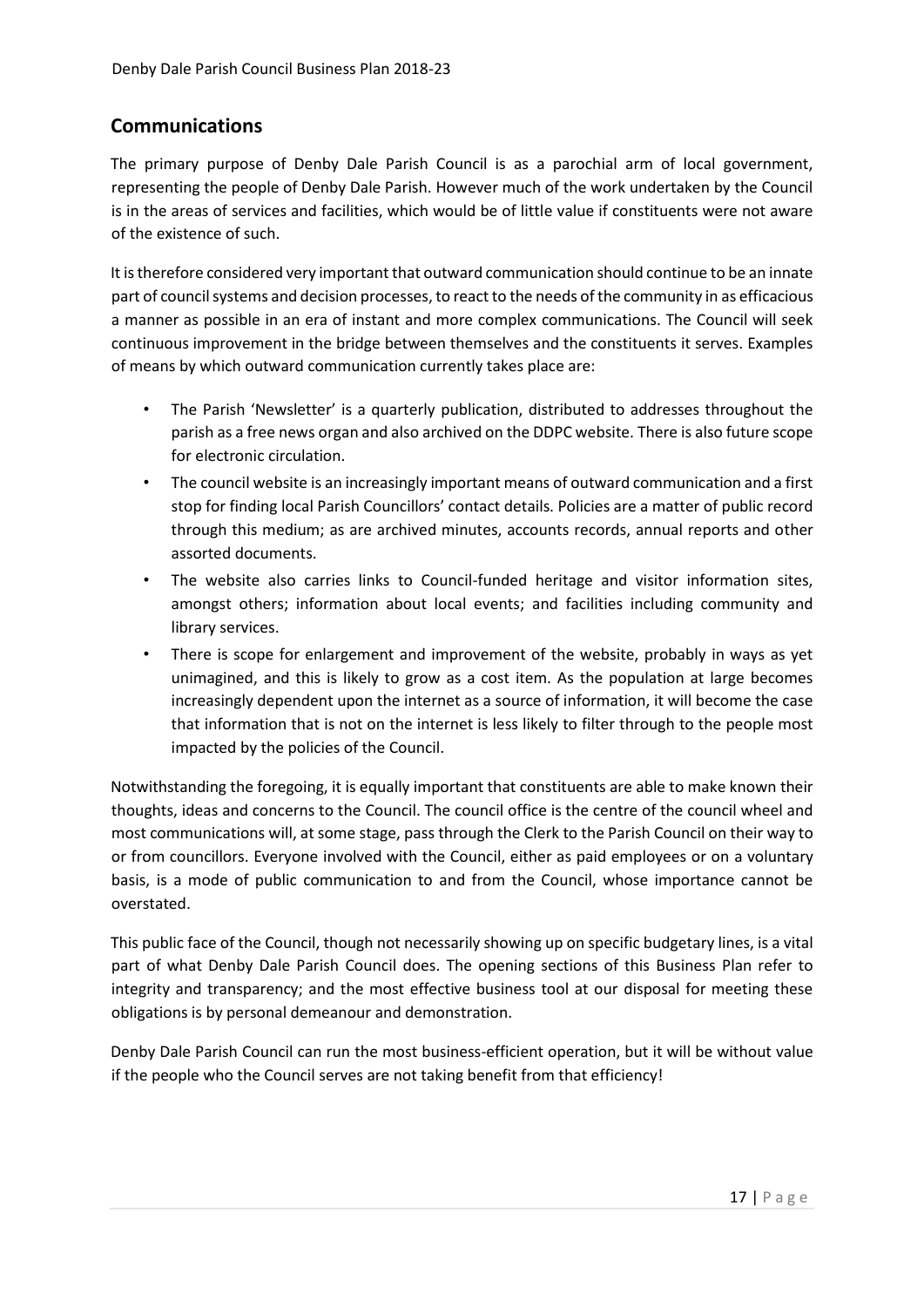## Communications

The primary purpose of Denby Dale Parish Council is as a parochial arm of local government, representing the people of Denby Dale Parish. However much of the work undertaken by the Council is in the areas of services and facilities, which would be of little value if constituents were not aware of the existence of such.

It is therefore considered very important that outward communication should continue to be an innate part of council systems and decision processes, to react to the needs of the community in as efficacious a manner as possible in an era of instant and more complex communications. The Council will seek continuous improvement in the bridge between themselves and the constituents it serves. Examples of means by which outward communication currently takes place are:

- The Parish 'Newsletter' is a quarterly publication, distributed to addresses throughout the parish as a free news organ and also archived on the DDPC website. There is also future scope for electronic circulation.
- The council website is an increasingly important means of outward communication and a first stop for finding local Parish Councillors' contact details. Policies are a matter of public record through this medium; as are archived minutes, accounts records, annual reports and other assorted documents.
- The website also carries links to Council-funded heritage and visitor information sites, amongst others; information about local events; and facilities including community and library services.
- There is scope for enlargement and improvement of the website, probably in ways as yet unimagined, and this is likely to grow as a cost item. As the population at large becomes increasingly dependent upon the internet as a source of information, it will become the case that information that is not on the internet is less likely to filter through to the people most impacted by the policies of the Council.

Notwithstanding the foregoing, it is equally important that constituents are able to make known their thoughts, ideas and concerns to the Council. The council office is the centre of the council wheel and most communications will, at some stage, pass through the Clerk to the Parish Council on their way to or from councillors. Everyone involved with the Council, either as paid employees or on a voluntary basis, is a mode of public communication to and from the Council, whose importance cannot be overstated.

This public face of the Council, though not necessarily showing up on specific budgetary lines, is a vital part of what Denby Dale Parish Council does. The opening sections of this Business Plan refer to integrity and transparency; and the most effective business tool at our disposal for meeting these obligations is by personal demeanour and demonstration.

Denby Dale Parish Council can run the most business-efficient operation, but it will be without value if the people who the Council serves are not taking benefit from that efficiency!